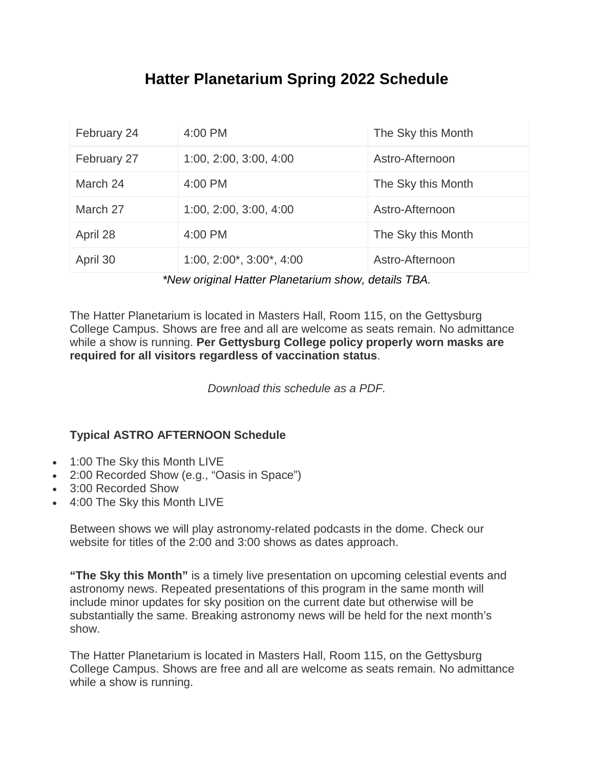# Hatter Planetarium Spring 2022 Schedule

| | | |
|---|---|---|
| February 24 | 4:00 PM | The Sky this Month |
| February 27 | 1:00, 2:00, 3:00, 4:00 | Astro-Afternoon |
| March 24 | 4:00 PM | The Sky this Month |
| March 27 | 1:00, 2:00, 3:00, 4:00 | Astro-Afternoon |
| April 28 | 4:00 PM | The Sky this Month |
| April 30 | 1:00, 2:00*, 3:00*, 4:00 | Astro-Afternoon |

*\*New original Hatter Planetarium show, details TBA.*

The Hatter Planetarium is located in Masters Hall, Room 115, on the Gettysburg College Campus. Shows are free and all are welcome as seats remain. No admittance while a show is running. **Per Gettysburg College policy properly worn masks are required for all visitors regardless of vaccination status**.

*Download this schedule as a PDF.*

**Typical ASTRO AFTERNOON Schedule**

- 1:00 The Sky this Month LIVE
- 2:00 Recorded Show (e.g., "Oasis in Space")
- 3:00 Recorded Show
- 4:00 The Sky this Month LIVE

Between shows we will play astronomy-related podcasts in the dome. Check our website for titles of the 2:00 and 3:00 shows as dates approach.

**"The Sky this Month"** is a timely live presentation on upcoming celestial events and astronomy news. Repeated presentations of this program in the same month will include minor updates for sky position on the current date but otherwise will be substantially the same. Breaking astronomy news will be held for the next month's show.

The Hatter Planetarium is located in Masters Hall, Room 115, on the Gettysburg College Campus. Shows are free and all are welcome as seats remain. No admittance while a show is running.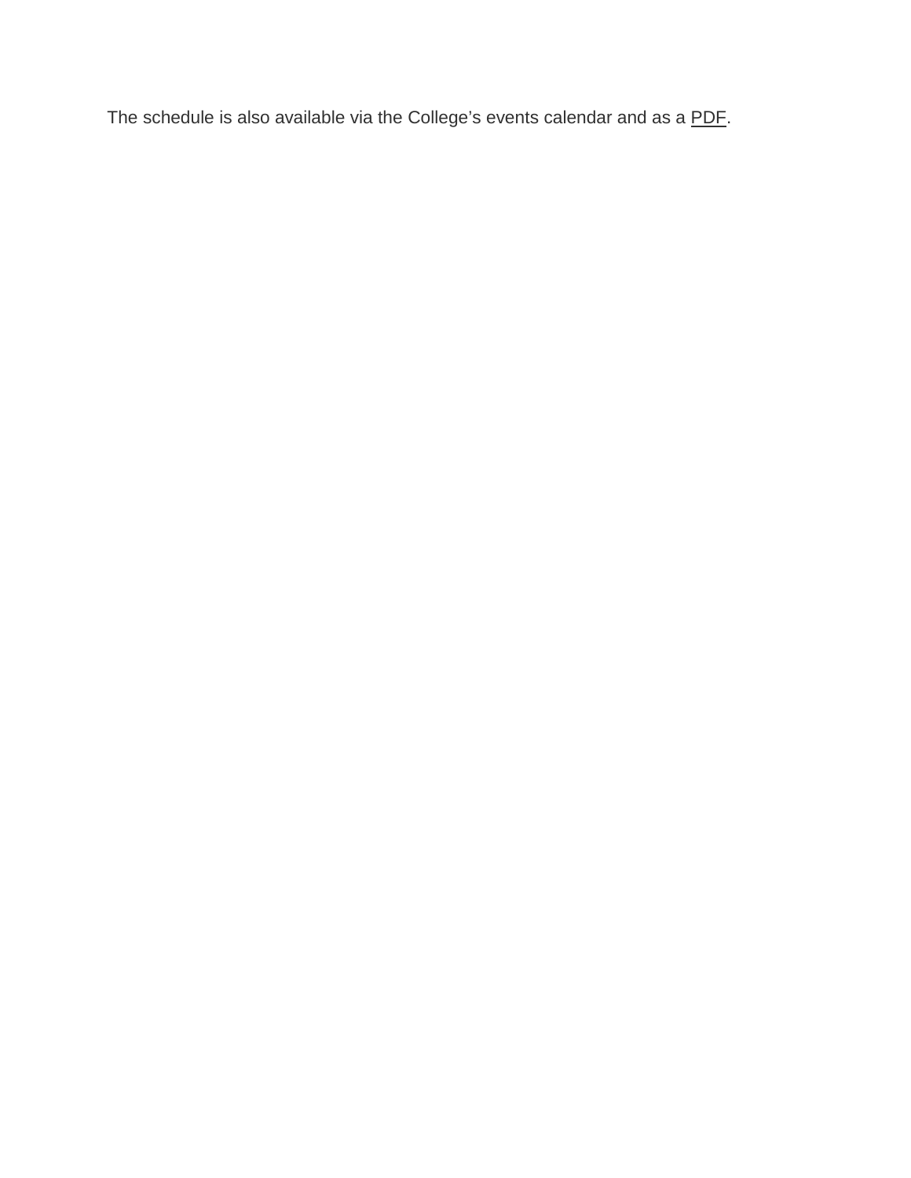The schedule is also available via the College’s events calendar and as a PDF.